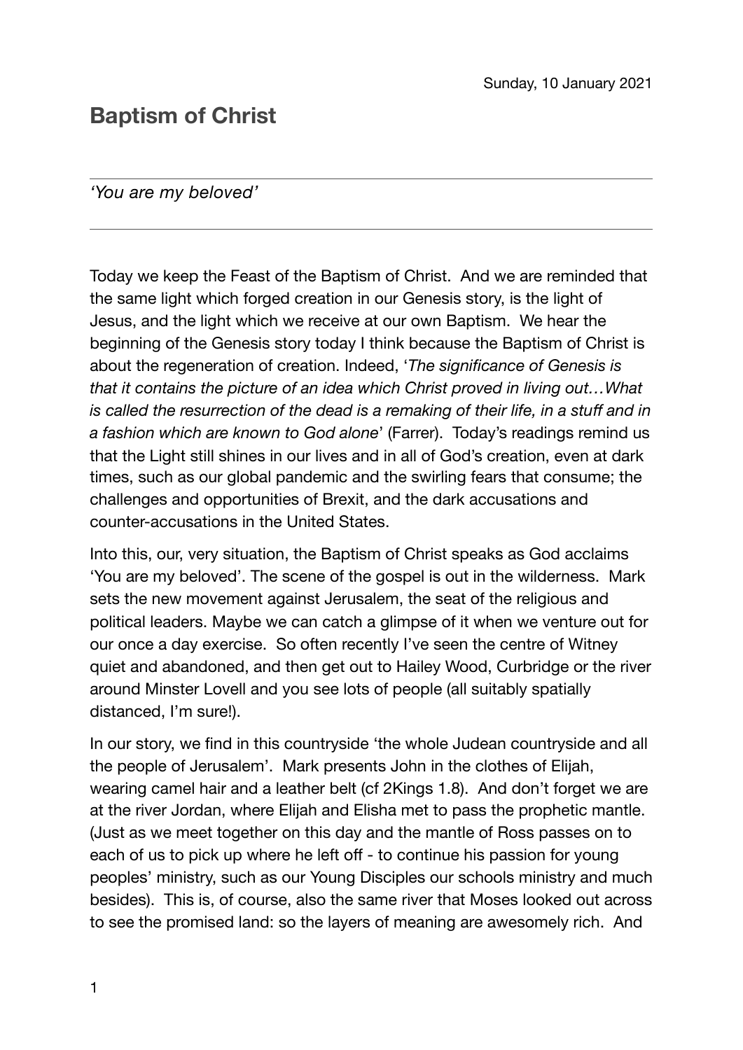Sunday, 10 January 2021

# Baptism of Christ

---

*'You are my beloved'*

---

Today we keep the Feast of the Baptism of Christ. And we are reminded that the same light which forged creation in our Genesis story, is the light of Jesus, and the light which we receive at our own Baptism. We hear the beginning of the Genesis story today I think because the Baptism of Christ is about the regeneration of creation. Indeed, '*The significance of Genesis is that it contains the picture of an idea which Christ proved in living out…What is called the resurrection of the dead is a remaking of their life, in a stuff and in a fashion which are known to God alone*' (Farrer). Today's readings remind us that the Light still shines in our lives and in all of God's creation, even at dark times, such as our global pandemic and the swirling fears that consume; the challenges and opportunities of Brexit, and the dark accusations and counter-accusations in the United States.

Into this, our, very situation, the Baptism of Christ speaks as God acclaims 'You are my beloved'. The scene of the gospel is out in the wilderness. Mark sets the new movement against Jerusalem, the seat of the religious and political leaders. Maybe we can catch a glimpse of it when we venture out for our once a day exercise. So often recently I've seen the centre of Witney quiet and abandoned, and then get out to Hailey Wood, Curbridge or the river around Minster Lovell and you see lots of people (all suitably spatially distanced, I'm sure!).

In our story, we find in this countryside 'the whole Judean countryside and all the people of Jerusalem'. Mark presents John in the clothes of Elijah, wearing camel hair and a leather belt (cf 2Kings 1.8). And don't forget we are at the river Jordan, where Elijah and Elisha met to pass the prophetic mantle. (Just as we meet together on this day and the mantle of Ross passes on to each of us to pick up where he left off - to continue his passion for young peoples' ministry, such as our Young Disciples our schools ministry and much besides). This is, of course, also the same river that Moses looked out across to see the promised land: so the layers of meaning are awesomely rich. And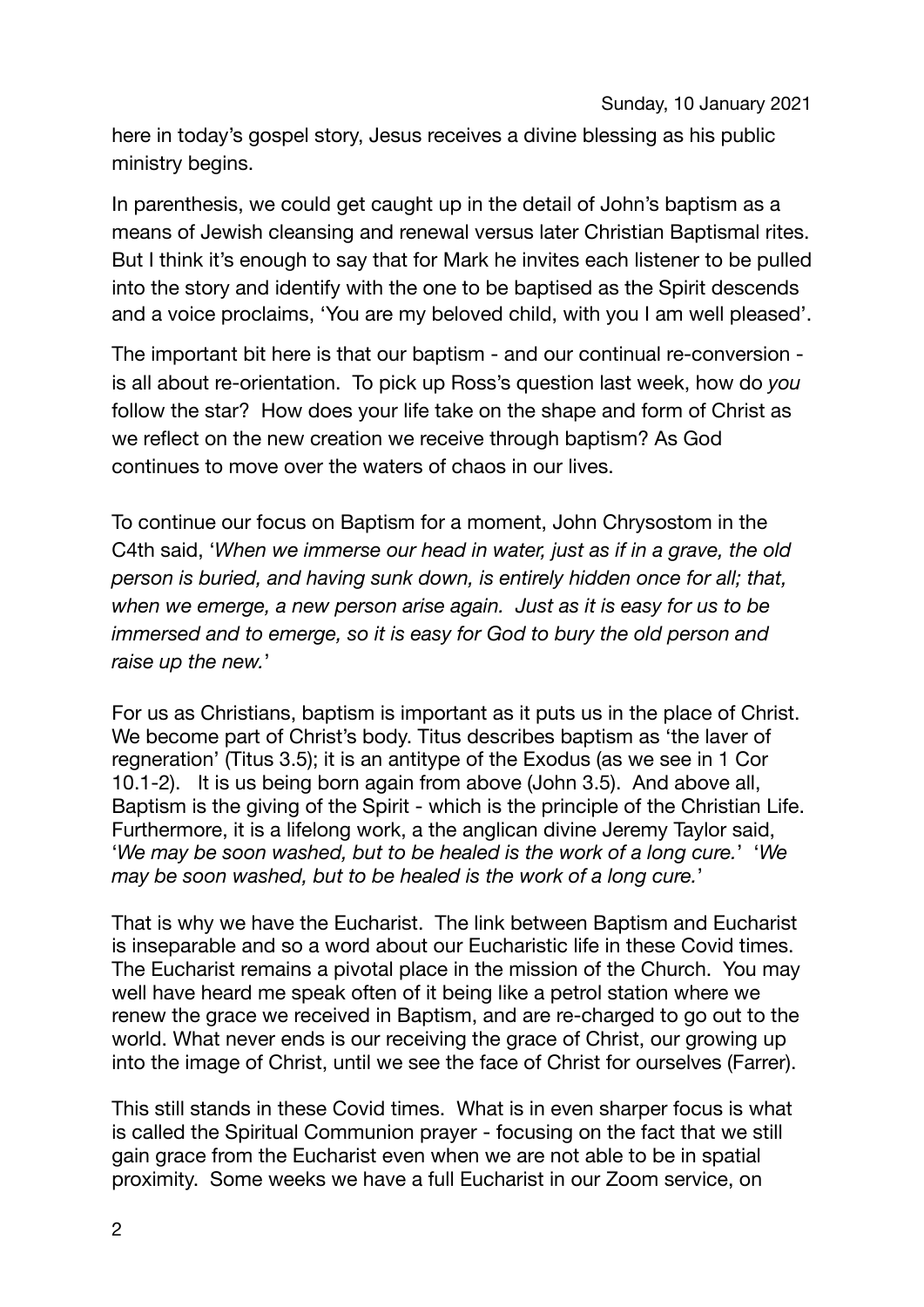Sunday, 10 January 2021

here in today's gospel story, Jesus receives a divine blessing as his public ministry begins.

In parenthesis, we could get caught up in the detail of John's baptism as a means of Jewish cleansing and renewal versus later Christian Baptismal rites. But I think it's enough to say that for Mark he invites each listener to be pulled into the story and identify with the one to be baptised as the Spirit descends and a voice proclaims, 'You are my beloved child, with you I am well pleased'.

The important bit here is that our baptism - and our continual re-conversion - is all about re-orientation. To pick up Ross's question last week, how do *you* follow the star? How does your life take on the shape and form of Christ as we reflect on the new creation we receive through baptism? As God continues to move over the waters of chaos in our lives.

To continue our focus on Baptism for a moment, John Chrysostom in the C4th said, '*When we immerse our head in water, just as if in a grave, the old person is buried, and having sunk down, is entirely hidden once for all; that, when we emerge, a new person arise again. Just as it is easy for us to be immersed and to emerge, so it is easy for God to bury the old person and raise up the new.*'

For us as Christians, baptism is important as it puts us in the place of Christ. We become part of Christ's body. Titus describes baptism as 'the laver of regneration' (Titus 3.5); it is an antitype of the Exodus (as we see in 1 Cor 10.1-2). It is us being born again from above (John 3.5). And above all, Baptism is the giving of the Spirit - which is the principle of the Christian Life. Furthermore, it is a lifelong work, a the anglican divine Jeremy Taylor said, '*We may be soon washed, but to be healed is the work of a long cure.*' '*We may be soon washed, but to be healed is the work of a long cure.*'

That is why we have the Eucharist. The link between Baptism and Eucharist is inseparable and so a word about our Eucharistic life in these Covid times. The Eucharist remains a pivotal place in the mission of the Church. You may well have heard me speak often of it being like a petrol station where we renew the grace we received in Baptism, and are re-charged to go out to the world. What never ends is our receiving the grace of Christ, our growing up into the image of Christ, until we see the face of Christ for ourselves (Farrer).

This still stands in these Covid times. What is in even sharper focus is what is called the Spiritual Communion prayer - focusing on the fact that we still gain grace from the Eucharist even when we are not able to be in spatial proximity. Some weeks we have a full Eucharist in our Zoom service, on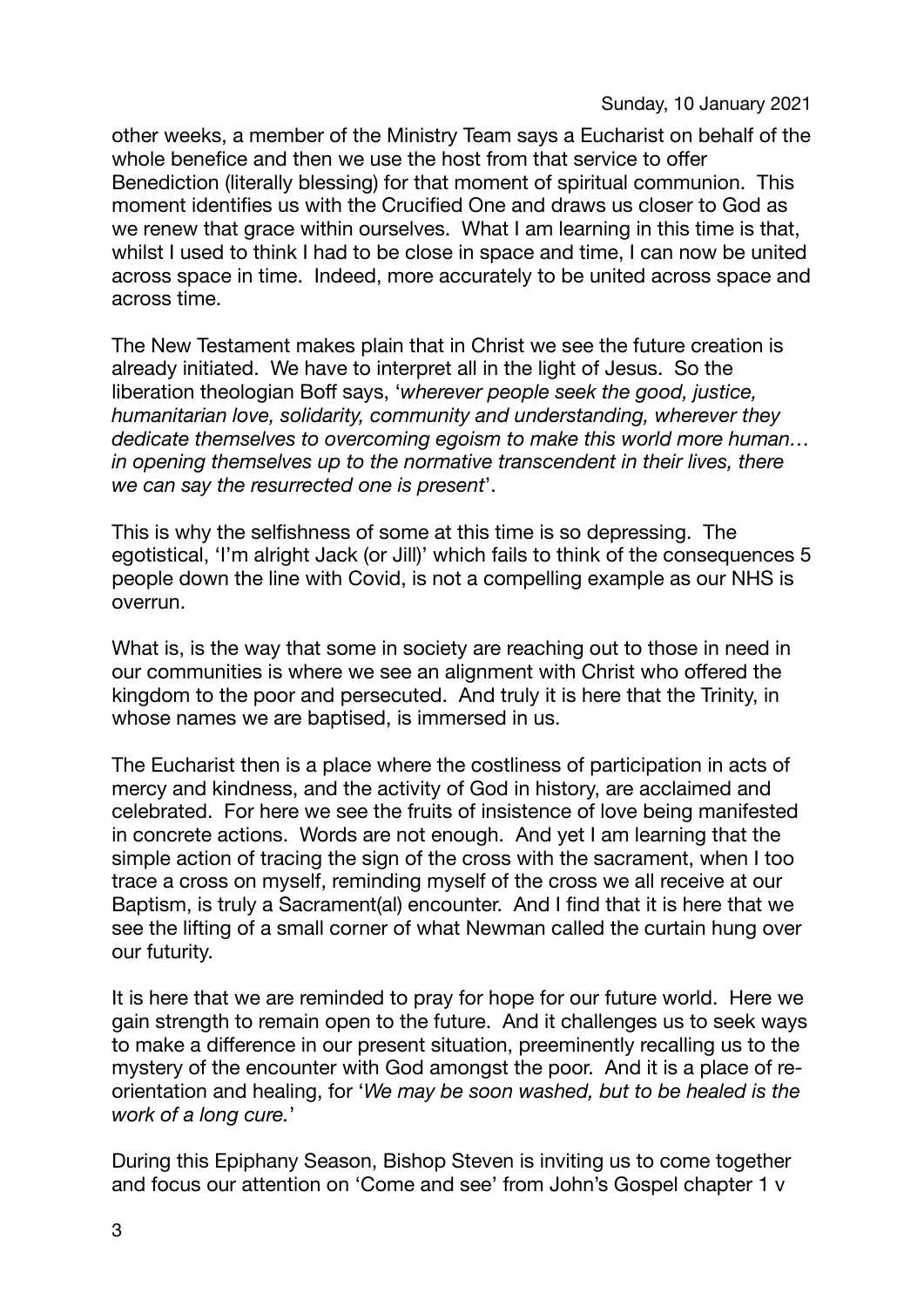other weeks, a member of the Ministry Team says a Eucharist on behalf of the whole benefice and then we use the host from that service to offer Benediction (literally blessing) for that moment of spiritual communion. This moment identifies us with the Crucified One and draws us closer to God as we renew that grace within ourselves. What I am learning in this time is that, whilst I used to think I had to be close in space and time, I can now be united across space in time. Indeed, more accurately to be united across space and across time.

The New Testament makes plain that in Christ we see the future creation is already initiated. We have to interpret all in the light of Jesus. So the liberation theologian Boff says, '*wherever people seek the good, justice, humanitarian love, solidarity, community and understanding, wherever they dedicate themselves to overcoming egoism to make this world more human… in opening themselves up to the normative transcendent in their lives, there we can say the resurrected one is present*'.

This is why the selfishness of some at this time is so depressing. The egotistical, 'I'm alright Jack (or Jill)' which fails to think of the consequences 5 people down the line with Covid, is not a compelling example as our NHS is overrun.

What is, is the way that some in society are reaching out to those in need in our communities is where we see an alignment with Christ who offered the kingdom to the poor and persecuted. And truly it is here that the Trinity, in whose names we are baptised, is immersed in us.

The Eucharist then is a place where the costliness of participation in acts of mercy and kindness, and the activity of God in history, are acclaimed and celebrated. For here we see the fruits of insistence of love being manifested in concrete actions. Words are not enough. And yet I am learning that the simple action of tracing the sign of the cross with the sacrament, when I too trace a cross on myself, reminding myself of the cross we all receive at our Baptism, is truly a Sacrament(al) encounter. And I find that it is here that we see the lifting of a small corner of what Newman called the curtain hung over our futurity.

It is here that we are reminded to pray for hope for our future world. Here we gain strength to remain open to the future. And it challenges us to seek ways to make a difference in our present situation, preeminently recalling us to the mystery of the encounter with God amongst the poor. And it is a place of re-orientation and healing, for '*We may be soon washed, but to be healed is the work of a long cure.*'

During this Epiphany Season, Bishop Steven is inviting us to come together and focus our attention on 'Come and see' from John's Gospel chapter 1 v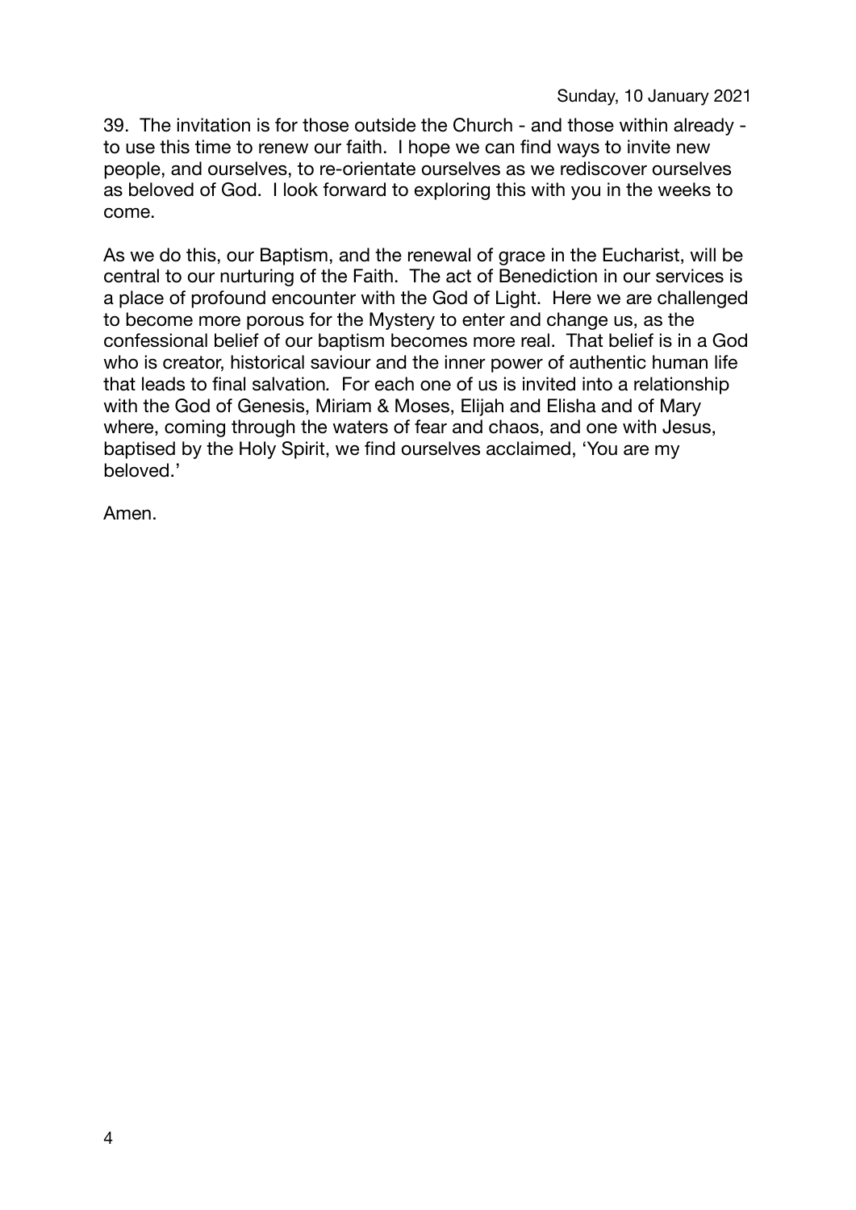Sunday, 10 January 2021

39. The invitation is for those outside the Church - and those within already - to use this time to renew our faith. I hope we can find ways to invite new people, and ourselves, to re-orientate ourselves as we rediscover ourselves as beloved of God. I look forward to exploring this with you in the weeks to come.

As we do this, our Baptism, and the renewal of grace in the Eucharist, will be central to our nurturing of the Faith. The act of Benediction in our services is a place of profound encounter with the God of Light. Here we are challenged to become more porous for the Mystery to enter and change us, as the confessional belief of our baptism becomes more real. That belief is in a God who is creator, historical saviour and the inner power of authentic human life that leads to final salvation*.* For each one of us is invited into a relationship with the God of Genesis, Miriam & Moses, Elijah and Elisha and of Mary where, coming through the waters of fear and chaos, and one with Jesus, baptised by the Holy Spirit, we find ourselves acclaimed, 'You are my beloved.'

Amen.